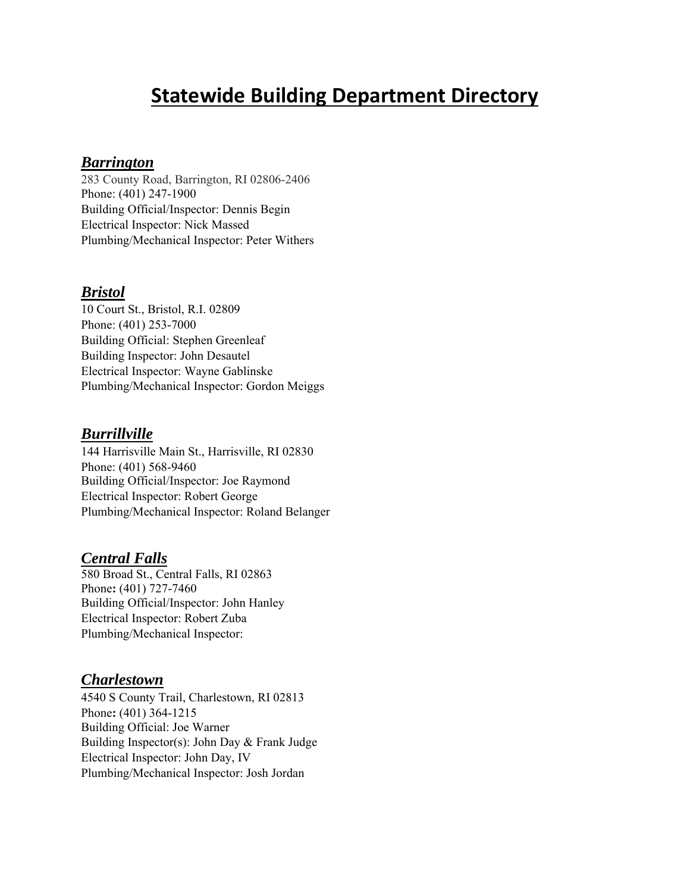# Statewide Building Department Directory

## ***Barrington***

283 County Road, Barrington, RI 02806-2406
Phone: (401) 247-1900
Building Official/Inspector: Dennis Begin
Electrical Inspector: Nick Massed
Plumbing/Mechanical Inspector: Peter Withers

## ***Bristol***

10 Court St., Bristol, R.I. 02809
Phone: (401) 253-7000
Building Official: Stephen Greenleaf
Building Inspector: John Desautel
Electrical Inspector: Wayne Gablinske
Plumbing/Mechanical Inspector: Gordon Meiggs

## ***Burrillville***

144 Harrisville Main St., Harrisville, RI 02830
Phone: (401) 568-9460
Building Official/Inspector: Joe Raymond
Electrical Inspector: Robert George
Plumbing/Mechanical Inspector: Roland Belanger

## ***Central Falls***

580 Broad St., Central Falls, RI 02863
Phone: (401) 727-7460
Building Official/Inspector: John Hanley
Electrical Inspector: Robert Zuba
Plumbing/Mechanical Inspector:

## ***Charlestown***

4540 S County Trail, Charlestown, RI 02813
Phone: (401) 364-1215
Building Official: Joe Warner
Building Inspector(s): John Day & Frank Judge
Electrical Inspector: John Day, IV
Plumbing/Mechanical Inspector: Josh Jordan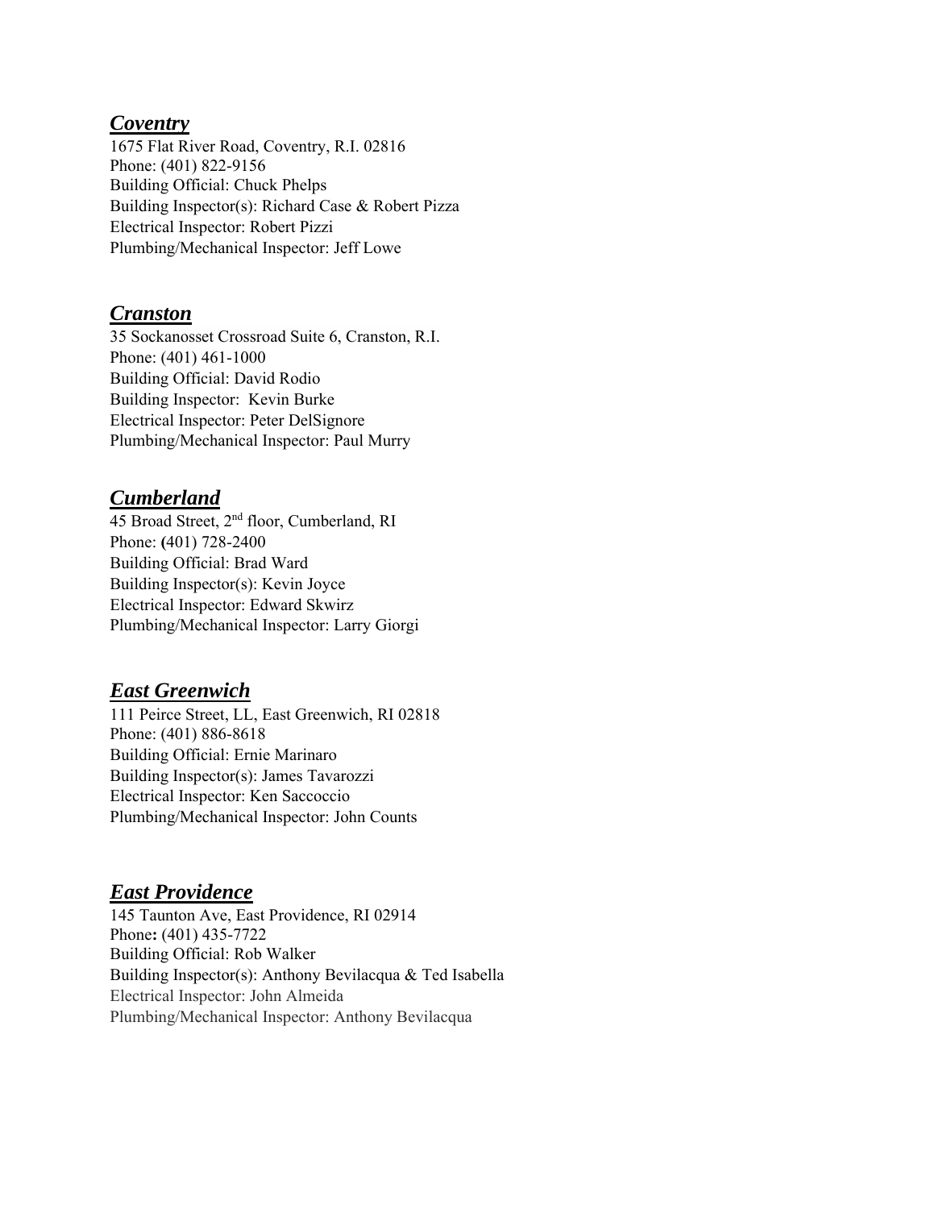## ***Coventry***

1675 Flat River Road, Coventry, R.I. 02816
Phone: (401) 822-9156
Building Official: Chuck Phelps
Building Inspector(s): Richard Case & Robert Pizza
Electrical Inspector: Robert Pizzi
Plumbing/Mechanical Inspector: Jeff Lowe

## ***Cranston***

35 Sockanosset Crossroad Suite 6, Cranston, R.I.
Phone: (401) 461-1000
Building Official: David Rodio
Building Inspector: Kevin Burke
Electrical Inspector: Peter DelSignore
Plumbing/Mechanical Inspector: Paul Murry

## ***Cumberland***

45 Broad Street, 2nd floor, Cumberland, RI
Phone: **(**401) 728-2400
Building Official: Brad Ward
Building Inspector(s): Kevin Joyce
Electrical Inspector: Edward Skwirz
Plumbing/Mechanical Inspector: Larry Giorgi

## ***East Greenwich***

111 Peirce Street, LL, East Greenwich, RI 02818
Phone: (401) 886-8618
Building Official: Ernie Marinaro
Building Inspector(s): James Tavarozzi
Electrical Inspector: Ken Saccoccio
Plumbing/Mechanical Inspector: John Counts

## ***East Providence***

145 Taunton Ave, East Providence, RI 02914
Phone**:** (401) 435-7722
Building Official: Rob Walker
Building Inspector(s): Anthony Bevilacqua & Ted Isabella
Electrical Inspector: John Almeida
Plumbing/Mechanical Inspector: Anthony Bevilacqua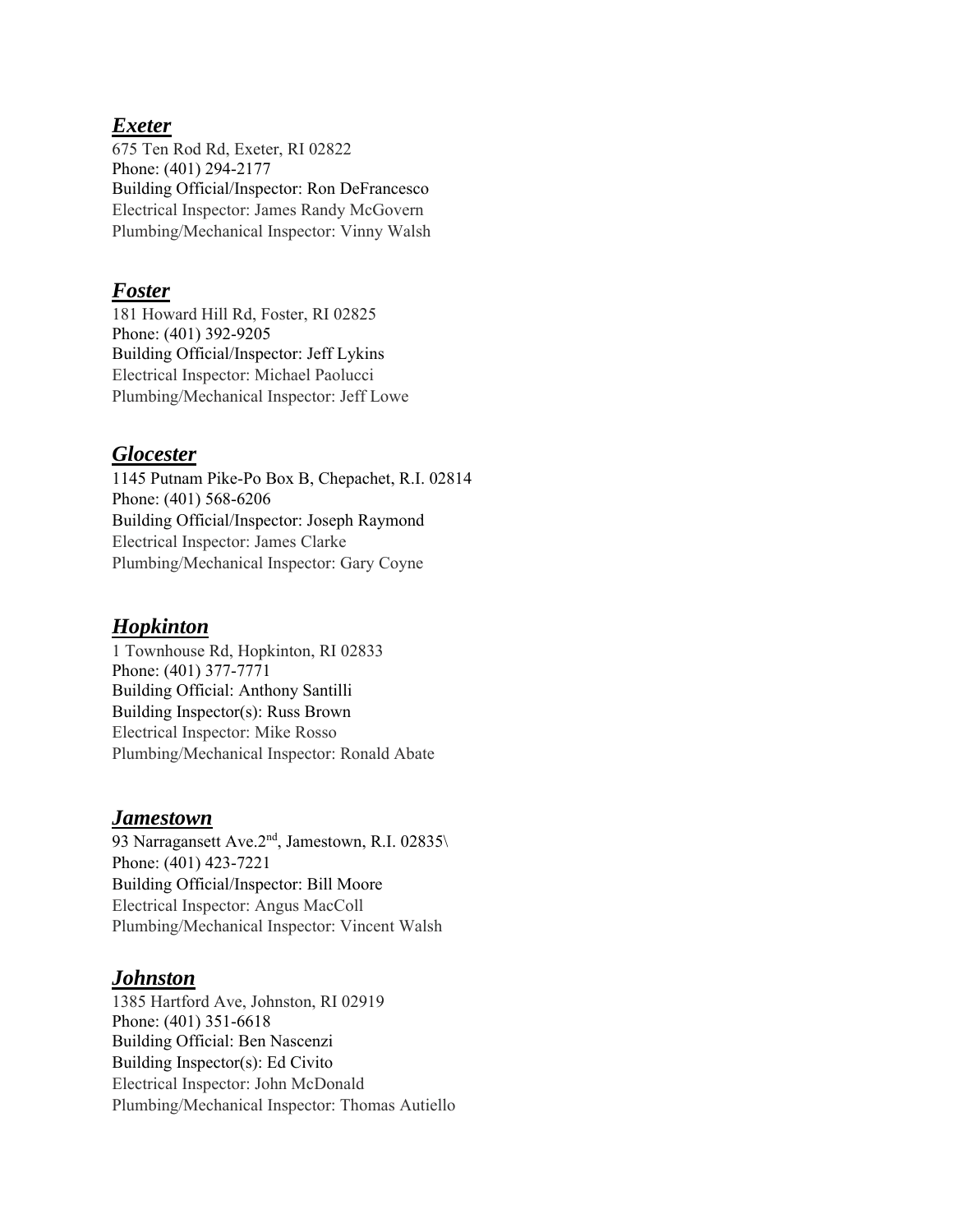## ***Exeter***

675 Ten Rod Rd, Exeter, RI 02822
Phone: (401) 294-2177
Building Official/Inspector: Ron DeFrancesco
Electrical Inspector: James Randy McGovern
Plumbing/Mechanical Inspector: Vinny Walsh

## ***Foster***

181 Howard Hill Rd, Foster, RI 02825
Phone: (401) 392-9205
Building Official/Inspector: Jeff Lykins
Electrical Inspector: Michael Paolucci
Plumbing/Mechanical Inspector: Jeff Lowe

## ***Glocester***

1145 Putnam Pike-Po Box B, Chepachet, R.I. 02814
Phone: (401) 568-6206
Building Official/Inspector: Joseph Raymond
Electrical Inspector: James Clarke
Plumbing/Mechanical Inspector: Gary Coyne

## ***Hopkinton***

1 Townhouse Rd, Hopkinton, RI 02833
Phone: (401) 377-7771
Building Official: Anthony Santilli
Building Inspector(s): Russ Brown
Electrical Inspector: Mike Rosso
Plumbing/Mechanical Inspector: Ronald Abate

## ***Jamestown***

93 Narragansett Ave.2nd, Jamestown, R.I. 02835\
Phone: (401) 423-7221
Building Official/Inspector: Bill Moore
Electrical Inspector: Angus MacColl
Plumbing/Mechanical Inspector: Vincent Walsh

## ***Johnston***

1385 Hartford Ave, Johnston, RI 02919
Phone: (401) 351-6618
Building Official: Ben Nascenzi
Building Inspector(s): Ed Civito
Electrical Inspector: John McDonald
Plumbing/Mechanical Inspector: Thomas Autiello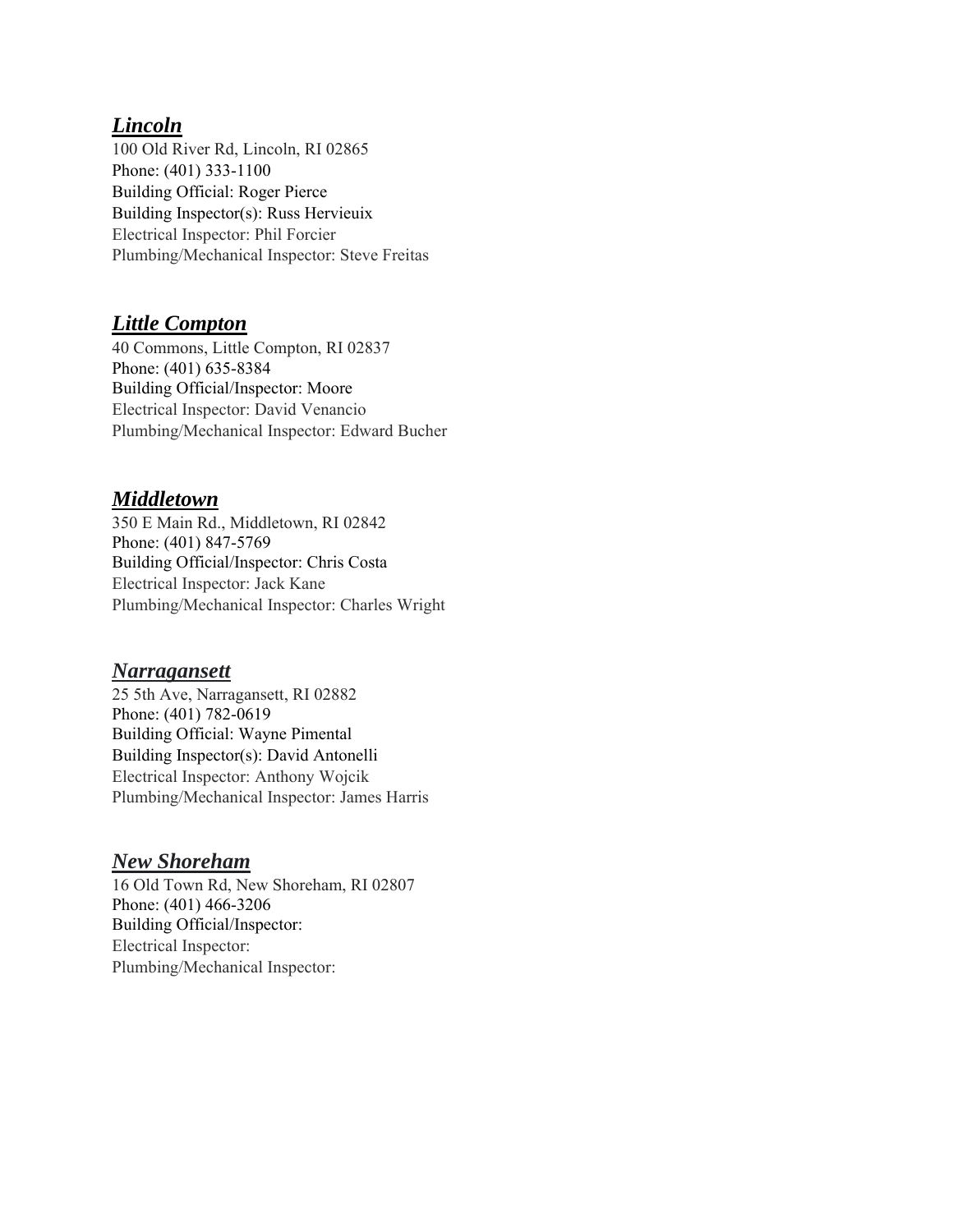## ***Lincoln***

100 Old River Rd, Lincoln, RI 02865
Phone: (401) 333-1100
Building Official: Roger Pierce
Building Inspector(s): Russ Hervieuix
Electrical Inspector: Phil Forcier
Plumbing/Mechanical Inspector: Steve Freitas

## ***Little Compton***

40 Commons, Little Compton, RI 02837
Phone: (401) 635-8384
Building Official/Inspector: Moore
Electrical Inspector: David Venancio
Plumbing/Mechanical Inspector: Edward Bucher

## ***Middletown***

350 E Main Rd., Middletown, RI 02842
Phone: (401) 847-5769
Building Official/Inspector: Chris Costa
Electrical Inspector: Jack Kane
Plumbing/Mechanical Inspector: Charles Wright

## ***Narragansett***

25 5th Ave, Narragansett, RI 02882
Phone: (401) 782-0619
Building Official: Wayne Pimental
Building Inspector(s): David Antonelli
Electrical Inspector: Anthony Wojcik
Plumbing/Mechanical Inspector: James Harris

## ***New Shoreham***

16 Old Town Rd, New Shoreham, RI 02807
Phone: (401) 466-3206
Building Official/Inspector:
Electrical Inspector:
Plumbing/Mechanical Inspector: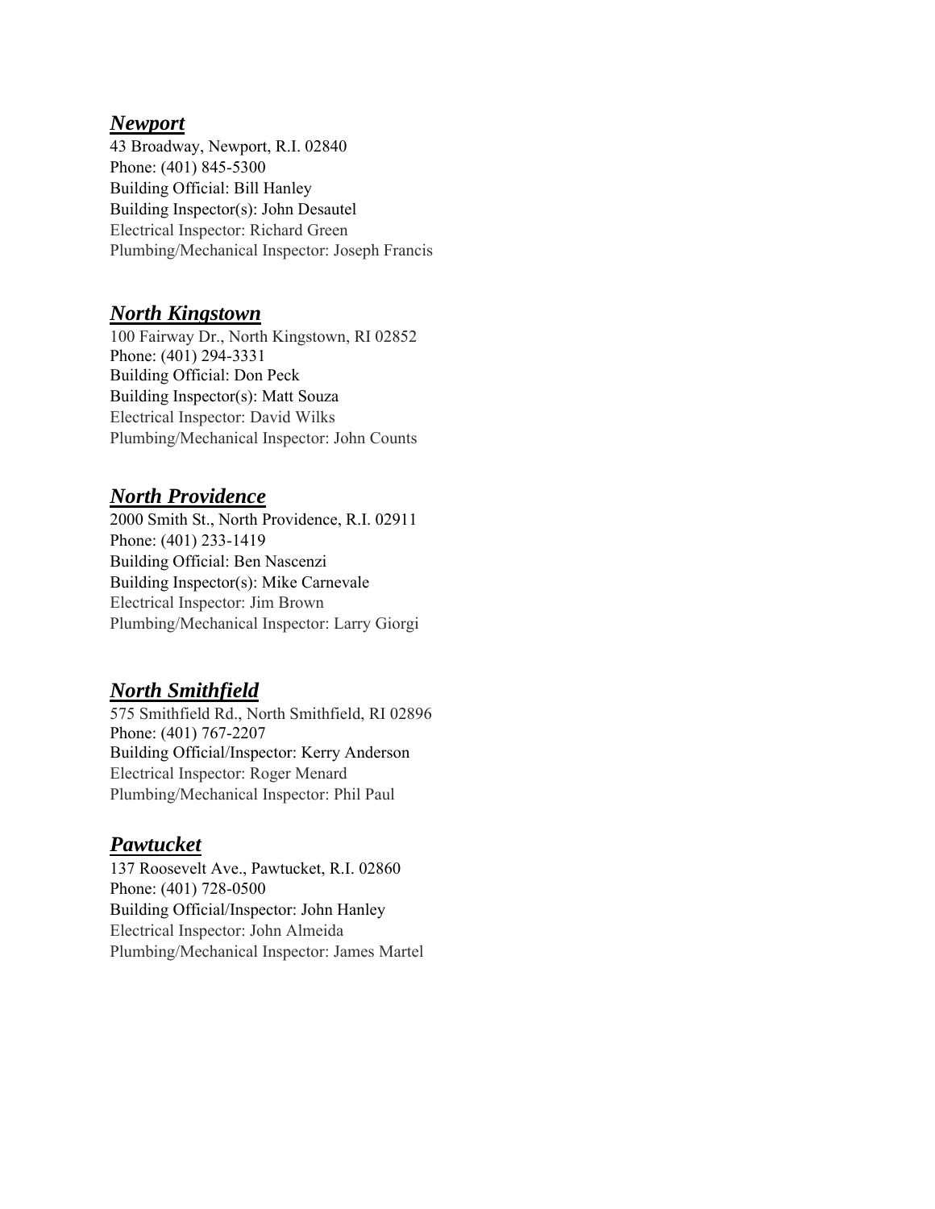## ***Newport***

43 Broadway, Newport, R.I. 02840
Phone: (401) 845-5300
Building Official: Bill Hanley
Building Inspector(s): John Desautel
Electrical Inspector: Richard Green
Plumbing/Mechanical Inspector: Joseph Francis

## ***North Kingstown***

100 Fairway Dr., North Kingstown, RI 02852
Phone: (401) 294-3331
Building Official: Don Peck
Building Inspector(s): Matt Souza
Electrical Inspector: David Wilks
Plumbing/Mechanical Inspector: John Counts

## ***North Providence***

2000 Smith St., North Providence, R.I. 02911
Phone: (401) 233-1419
Building Official: Ben Nascenzi
Building Inspector(s): Mike Carnevale
Electrical Inspector: Jim Brown
Plumbing/Mechanical Inspector: Larry Giorgi

## ***North Smithfield***

575 Smithfield Rd., North Smithfield, RI 02896
Phone: (401) 767-2207
Building Official/Inspector: Kerry Anderson
Electrical Inspector: Roger Menard
Plumbing/Mechanical Inspector: Phil Paul

## ***Pawtucket***

137 Roosevelt Ave., Pawtucket, R.I. 02860
Phone: (401) 728-0500
Building Official/Inspector: John Hanley
Electrical Inspector: John Almeida
Plumbing/Mechanical Inspector: James Martel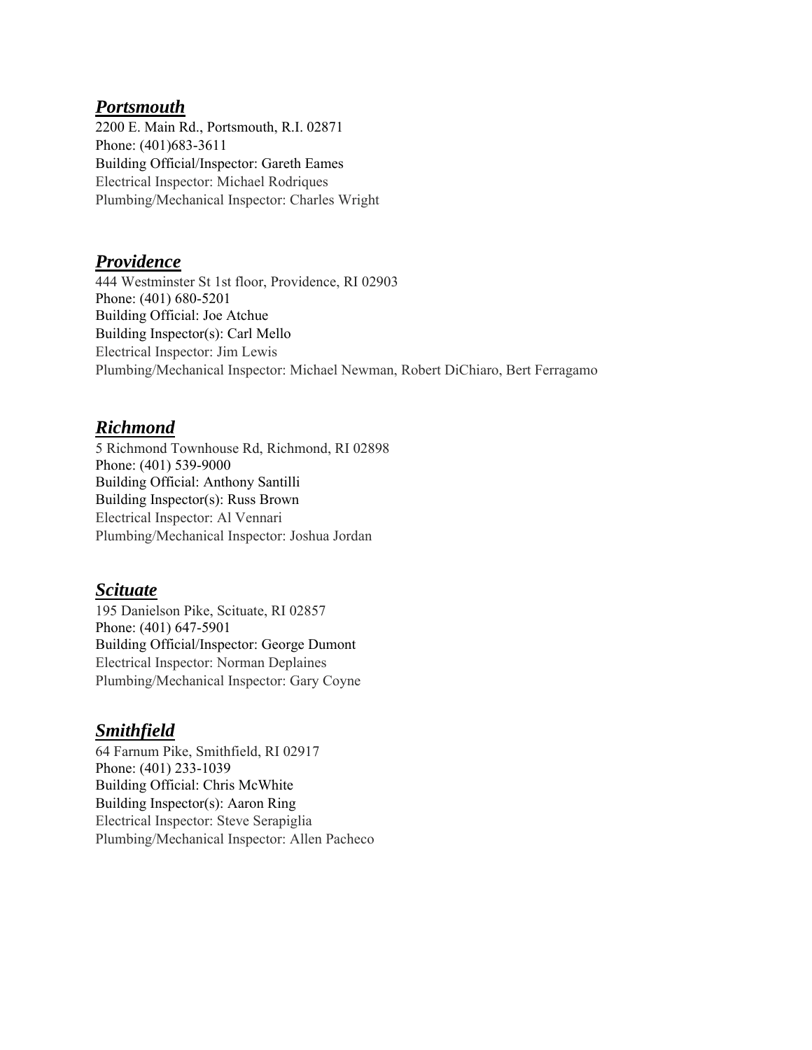## ***Portsmouth***

2200 E. Main Rd., Portsmouth, R.I. 02871
Phone: (401)683-3611
Building Official/Inspector: Gareth Eames
Electrical Inspector: Michael Rodriques
Plumbing/Mechanical Inspector: Charles Wright

## ***Providence***

444 Westminster St 1st floor, Providence, RI 02903
Phone: (401) 680-5201
Building Official: Joe Atchue
Building Inspector(s): Carl Mello
Electrical Inspector: Jim Lewis
Plumbing/Mechanical Inspector: Michael Newman, Robert DiChiaro, Bert Ferragamo

## ***Richmond***

5 Richmond Townhouse Rd, Richmond, RI 02898
Phone: (401) 539-9000
Building Official: Anthony Santilli
Building Inspector(s): Russ Brown
Electrical Inspector: Al Vennari
Plumbing/Mechanical Inspector: Joshua Jordan

## ***Scituate***

195 Danielson Pike, Scituate, RI 02857
Phone: (401) 647-5901
Building Official/Inspector: George Dumont
Electrical Inspector: Norman Deplaines
Plumbing/Mechanical Inspector: Gary Coyne

## ***Smithfield***

64 Farnum Pike, Smithfield, RI 02917
Phone: (401) 233-1039
Building Official: Chris McWhite
Building Inspector(s): Aaron Ring
Electrical Inspector: Steve Serapiglia
Plumbing/Mechanical Inspector: Allen Pacheco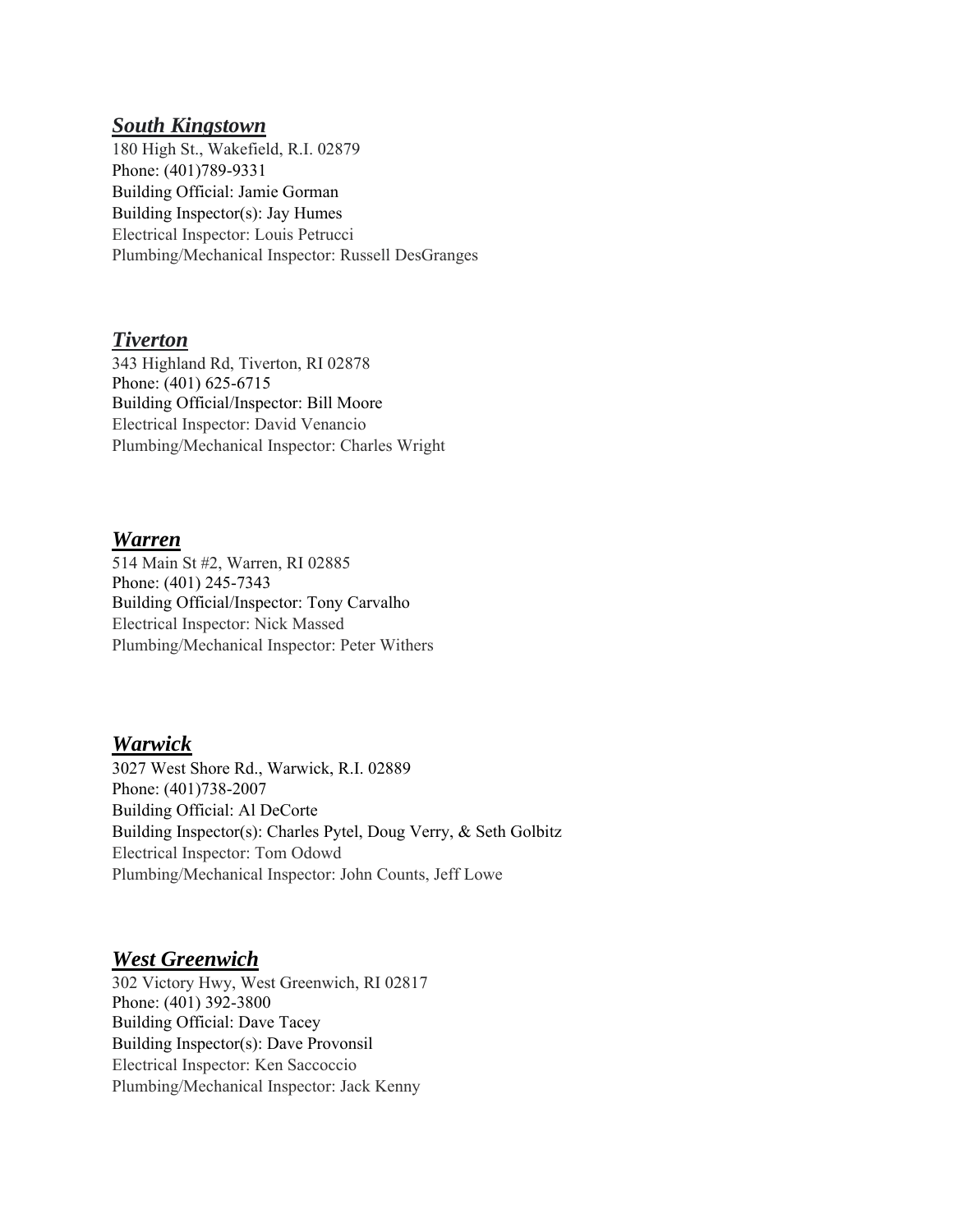## ***South Kingstown***

180 High St., Wakefield, R.I. 02879
Phone: (401)789-9331
Building Official: Jamie Gorman
Building Inspector(s): Jay Humes
Electrical Inspector: Louis Petrucci
Plumbing/Mechanical Inspector: Russell DesGranges

## ***Tiverton***

343 Highland Rd, Tiverton, RI 02878
Phone: (401) 625-6715
Building Official/Inspector: Bill Moore
Electrical Inspector: David Venancio
Plumbing/Mechanical Inspector: Charles Wright

## ***Warren***

514 Main St #2, Warren, RI 02885
Phone: (401) 245-7343
Building Official/Inspector: Tony Carvalho
Electrical Inspector: Nick Massed
Plumbing/Mechanical Inspector: Peter Withers

## ***Warwick***

3027 West Shore Rd., Warwick, R.I. 02889
Phone: (401)738-2007
Building Official: Al DeCorte
Building Inspector(s): Charles Pytel, Doug Verry, & Seth Golbitz
Electrical Inspector: Tom Odowd
Plumbing/Mechanical Inspector: John Counts, Jeff Lowe

## ***West Greenwich***

302 Victory Hwy, West Greenwich, RI 02817
Phone: (401) 392-3800
Building Official: Dave Tacey
Building Inspector(s): Dave Provonsil
Electrical Inspector: Ken Saccoccio
Plumbing/Mechanical Inspector: Jack Kenny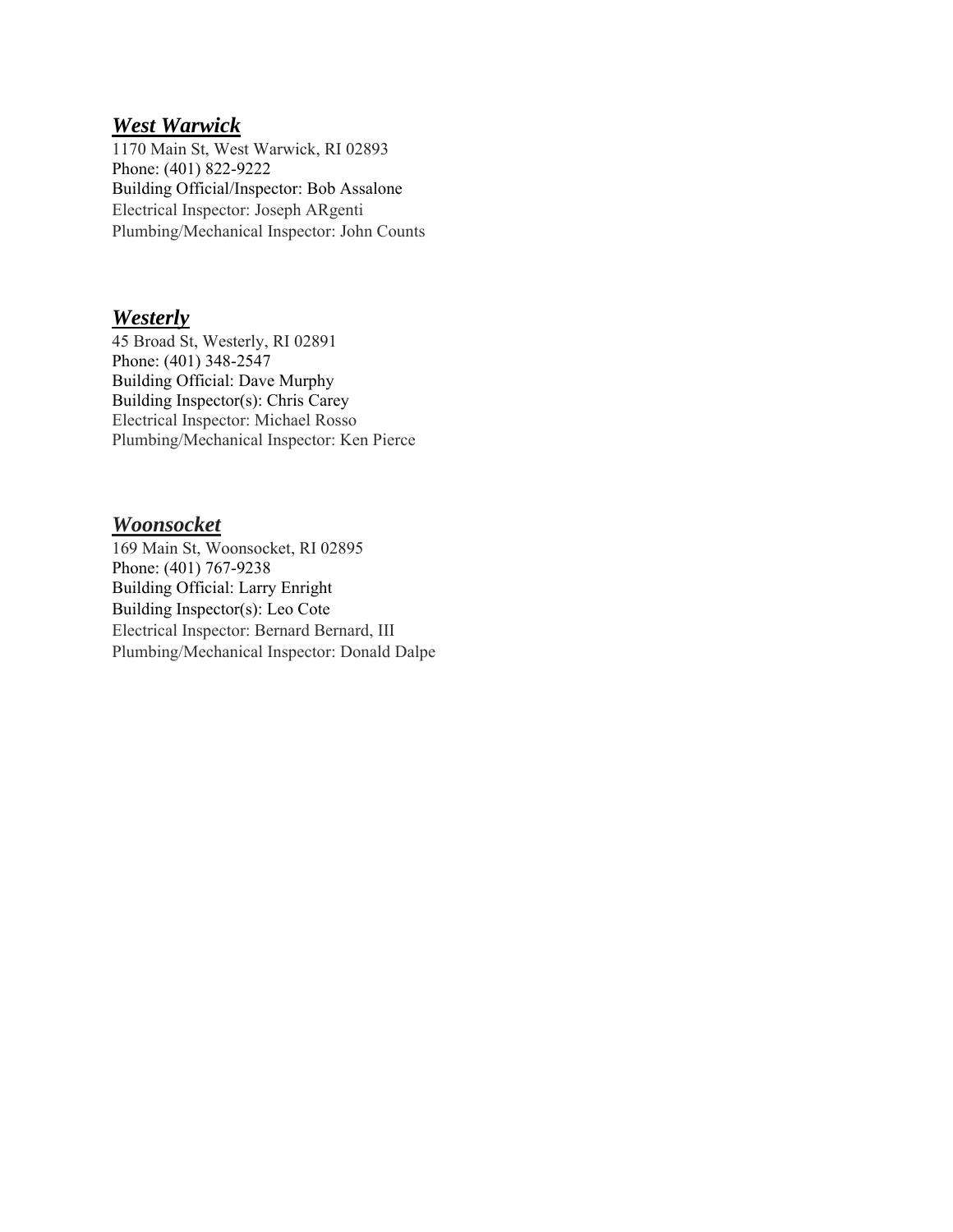## ***West Warwick***

1170 Main St, West Warwick, RI 02893
Phone: (401) 822-9222
Building Official/Inspector: Bob Assalone
Electrical Inspector: Joseph ARgenti
Plumbing/Mechanical Inspector: John Counts

## ***Westerly***

45 Broad St, Westerly, RI 02891
Phone: (401) 348-2547
Building Official: Dave Murphy
Building Inspector(s): Chris Carey
Electrical Inspector: Michael Rosso
Plumbing/Mechanical Inspector: Ken Pierce

## ***Woonsocket***

169 Main St, Woonsocket, RI 02895
Phone: (401) 767-9238
Building Official: Larry Enright
Building Inspector(s): Leo Cote
Electrical Inspector: Bernard Bernard, III
Plumbing/Mechanical Inspector: Donald Dalpe